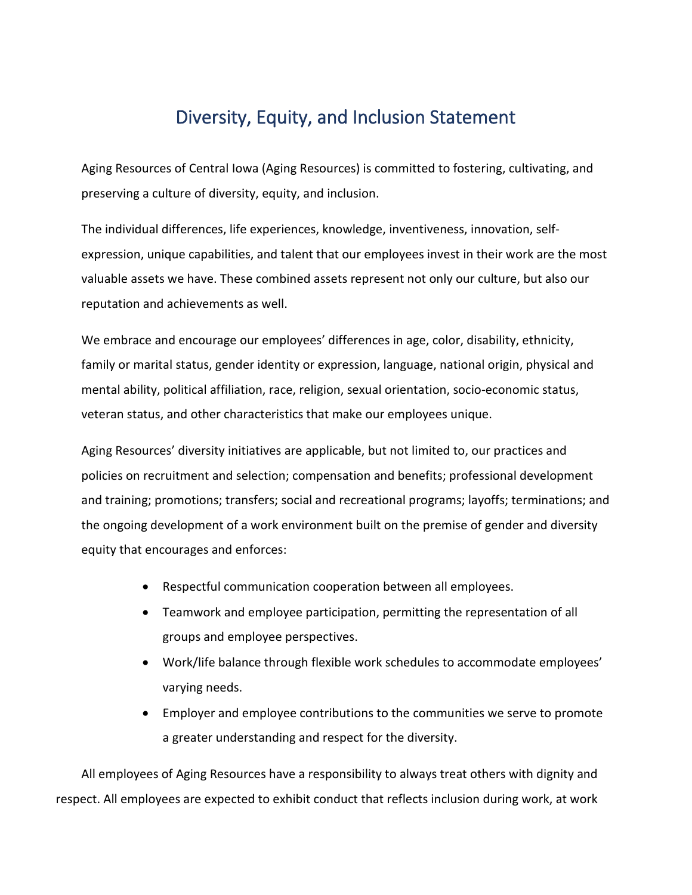# Diversity, Equity, and Inclusion Statement

Aging Resources of Central Iowa (Aging Resources) is committed to fostering, cultivating, and preserving a culture of diversity, equity, and inclusion.

The individual differences, life experiences, knowledge, inventiveness, innovation, self-expression, unique capabilities, and talent that our employees invest in their work are the most valuable assets we have. These combined assets represent not only our culture, but also our reputation and achievements as well.

We embrace and encourage our employees' differences in age, color, disability, ethnicity, family or marital status, gender identity or expression, language, national origin, physical and mental ability, political affiliation, race, religion, sexual orientation, socio-economic status, veteran status, and other characteristics that make our employees unique.

Aging Resources' diversity initiatives are applicable, but not limited to, our practices and policies on recruitment and selection; compensation and benefits; professional development and training; promotions; transfers; social and recreational programs; layoffs; terminations; and the ongoing development of a work environment built on the premise of gender and diversity equity that encourages and enforces:

- Respectful communication cooperation between all employees.
- Teamwork and employee participation, permitting the representation of all groups and employee perspectives.
- Work/life balance through flexible work schedules to accommodate employees' varying needs.
- Employer and employee contributions to the communities we serve to promote a greater understanding and respect for the diversity.

All employees of Aging Resources have a responsibility to always treat others with dignity and respect. All employees are expected to exhibit conduct that reflects inclusion during work, at work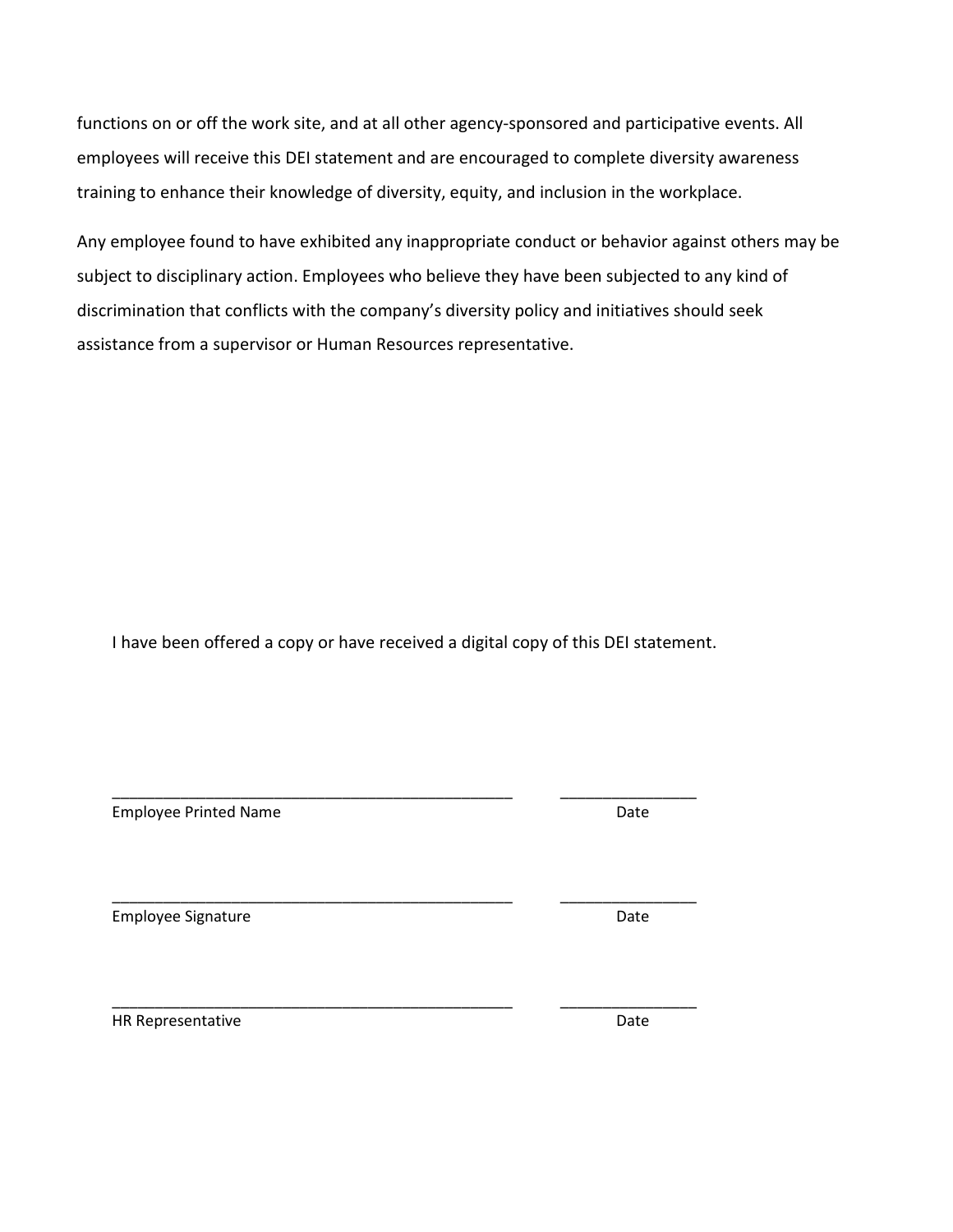functions on or off the work site, and at all other agency-sponsored and participative events. All employees will receive this DEI statement and are encouraged to complete diversity awareness training to enhance their knowledge of diversity, equity, and inclusion in the workplace.

Any employee found to have exhibited any inappropriate conduct or behavior against others may be subject to disciplinary action. Employees who believe they have been subjected to any kind of discrimination that conflicts with the company's diversity policy and initiatives should seek assistance from a supervisor or Human Resources representative.

I have been offered a copy or have received a digital copy of this DEI statement.

_______________________________________________ _______________
Employee Printed Name Date

_______________________________________________ _______________
Employee Signature Date

_______________________________________________ _______________
HR Representative Date